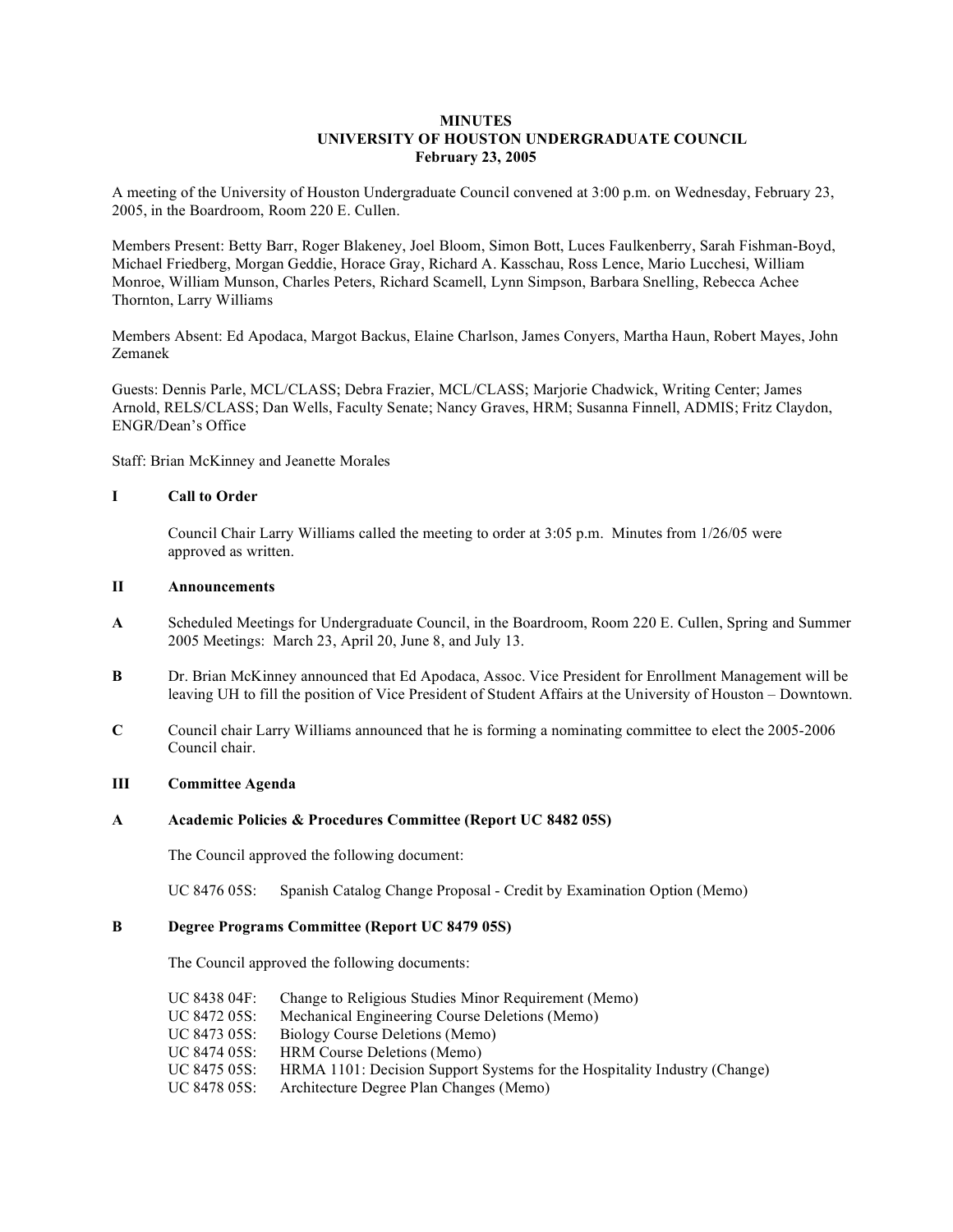# MINUTES
## UNIVERSITY OF HOUSTON UNDERGRADUATE COUNCIL
### February 23, 2005

A meeting of the University of Houston Undergraduate Council convened at 3:00 p.m. on Wednesday, February 23, 2005, in the Boardroom, Room 220 E. Cullen.

Members Present: Betty Barr, Roger Blakeney, Joel Bloom, Simon Bott, Luces Faulkenberry, Sarah Fishman-Boyd, Michael Friedberg, Morgan Geddie, Horace Gray, Richard A. Kasschau, Ross Lence, Mario Lucchesi, William Monroe, William Munson, Charles Peters, Richard Scamell, Lynn Simpson, Barbara Snelling, Rebecca Achee Thornton, Larry Williams

Members Absent: Ed Apodaca, Margot Backus, Elaine Charlson, James Conyers, Martha Haun, Robert Mayes, John Zemanek

Guests: Dennis Parle, MCL/CLASS; Debra Frazier, MCL/CLASS; Marjorie Chadwick, Writing Center; James Arnold, RELS/CLASS; Dan Wells, Faculty Senate; Nancy Graves, HRM; Susanna Finnell, ADMIS; Fritz Claydon, ENGR/Dean's Office

Staff: Brian McKinney and Jeanette Morales

**I Call to Order**

Council Chair Larry Williams called the meeting to order at 3:05 p.m. Minutes from 1/26/05 were approved as written.

**II Announcements**

**A** Scheduled Meetings for Undergraduate Council, in the Boardroom, Room 220 E. Cullen, Spring and Summer 2005 Meetings: March 23, April 20, June 8, and July 13.

**B** Dr. Brian McKinney announced that Ed Apodaca, Assoc. Vice President for Enrollment Management will be leaving UH to fill the position of Vice President of Student Affairs at the University of Houston – Downtown.

**C** Council chair Larry Williams announced that he is forming a nominating committee to elect the 2005-2006 Council chair.

**III Committee Agenda**

**A Academic Policies & Procedures Committee (Report UC 8482 05S)**

The Council approved the following document:

UC 8476 05S: Spanish Catalog Change Proposal - Credit by Examination Option (Memo)

**B Degree Programs Committee (Report UC 8479 05S)**

The Council approved the following documents:

UC 8438 04F: Change to Religious Studies Minor Requirement (Memo)
UC 8472 05S: Mechanical Engineering Course Deletions (Memo)
UC 8473 05S: Biology Course Deletions (Memo)
UC 8474 05S: HRM Course Deletions (Memo)
UC 8475 05S: HRMA 1101: Decision Support Systems for the Hospitality Industry (Change)
UC 8478 05S: Architecture Degree Plan Changes (Memo)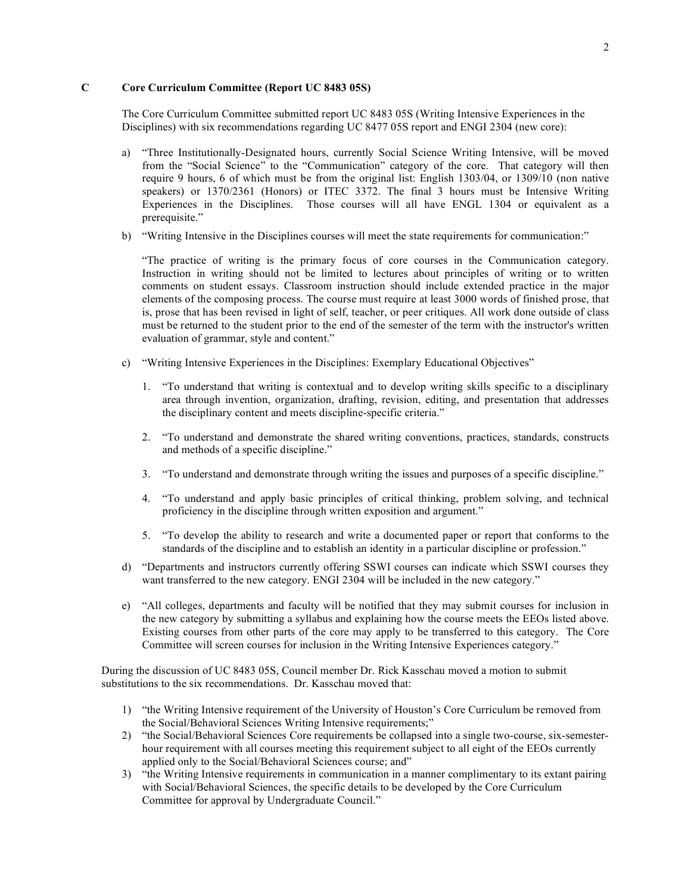## C Core Curriculum Committee (Report UC 8483 05S)

The Core Curriculum Committee submitted report UC 8483 05S (Writing Intensive Experiences in the Disciplines) with six recommendations regarding UC 8477 05S report and ENGI 2304 (new core):

a) "Three Institutionally-Designated hours, currently Social Science Writing Intensive, will be moved from the "Social Science" to the "Communication" category of the core. That category will then require 9 hours, 6 of which must be from the original list: English 1303/04, or 1309/10 (non native speakers) or 1370/2361 (Honors) or ITEC 3372. The final 3 hours must be Intensive Writing Experiences in the Disciplines. Those courses will all have ENGL 1304 or equivalent as a prerequisite."

b) "Writing Intensive in the Disciplines courses will meet the state requirements for communication:"

   "The practice of writing is the primary focus of core courses in the Communication category. Instruction in writing should not be limited to lectures about principles of writing or to written comments on student essays. Classroom instruction should include extended practice in the major elements of the composing process. The course must require at least 3000 words of finished prose, that is, prose that has been revised in light of self, teacher, or peer critiques. All work done outside of class must be returned to the student prior to the end of the semester of the term with the instructor's written evaluation of grammar, style and content."

c) "Writing Intensive Experiences in the Disciplines: Exemplary Educational Objectives"

   1. "To understand that writing is contextual and to develop writing skills specific to a disciplinary area through invention, organization, drafting, revision, editing, and presentation that addresses the disciplinary content and meets discipline-specific criteria."

   2. "To understand and demonstrate the shared writing conventions, practices, standards, constructs and methods of a specific discipline."

   3. "To understand and demonstrate through writing the issues and purposes of a specific discipline."

   4. "To understand and apply basic principles of critical thinking, problem solving, and technical proficiency in the discipline through written exposition and argument."

   5. "To develop the ability to research and write a documented paper or report that conforms to the standards of the discipline and to establish an identity in a particular discipline or profession."

d) "Departments and instructors currently offering SSWI courses can indicate which SSWI courses they want transferred to the new category. ENGI 2304 will be included in the new category."

e) "All colleges, departments and faculty will be notified that they may submit courses for inclusion in the new category by submitting a syllabus and explaining how the course meets the EEOs listed above. Existing courses from other parts of the core may apply to be transferred to this category. The Core Committee will screen courses for inclusion in the Writing Intensive Experiences category."

During the discussion of UC 8483 05S, Council member Dr. Rick Kasschau moved a motion to submit substitutions to the six recommendations. Dr. Kasschau moved that:

1) "the Writing Intensive requirement of the University of Houston's Core Curriculum be removed from the Social/Behavioral Sciences Writing Intensive requirements;"
2) "the Social/Behavioral Sciences Core requirements be collapsed into a single two-course, six-semester-hour requirement with all courses meeting this requirement subject to all eight of the EEOs currently applied only to the Social/Behavioral Sciences course; and"
3) "the Writing Intensive requirements in communication in a manner complimentary to its extant pairing with Social/Behavioral Sciences, the specific details to be developed by the Core Curriculum Committee for approval by Undergraduate Council."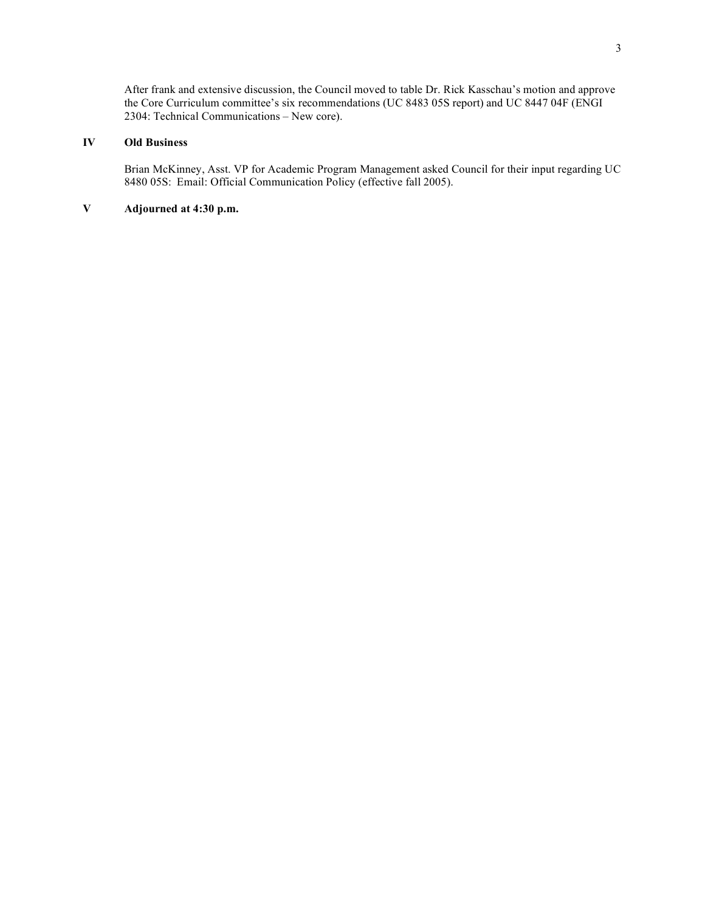After frank and extensive discussion, the Council moved to table Dr. Rick Kasschau's motion and approve the Core Curriculum committee's six recommendations (UC 8483 05S report) and UC 8447 04F (ENGI 2304: Technical Communications – New core).

## IV Old Business

Brian McKinney, Asst. VP for Academic Program Management asked Council for their input regarding UC 8480 05S: Email: Official Communication Policy (effective fall 2005).

## V Adjourned at 4:30 p.m.